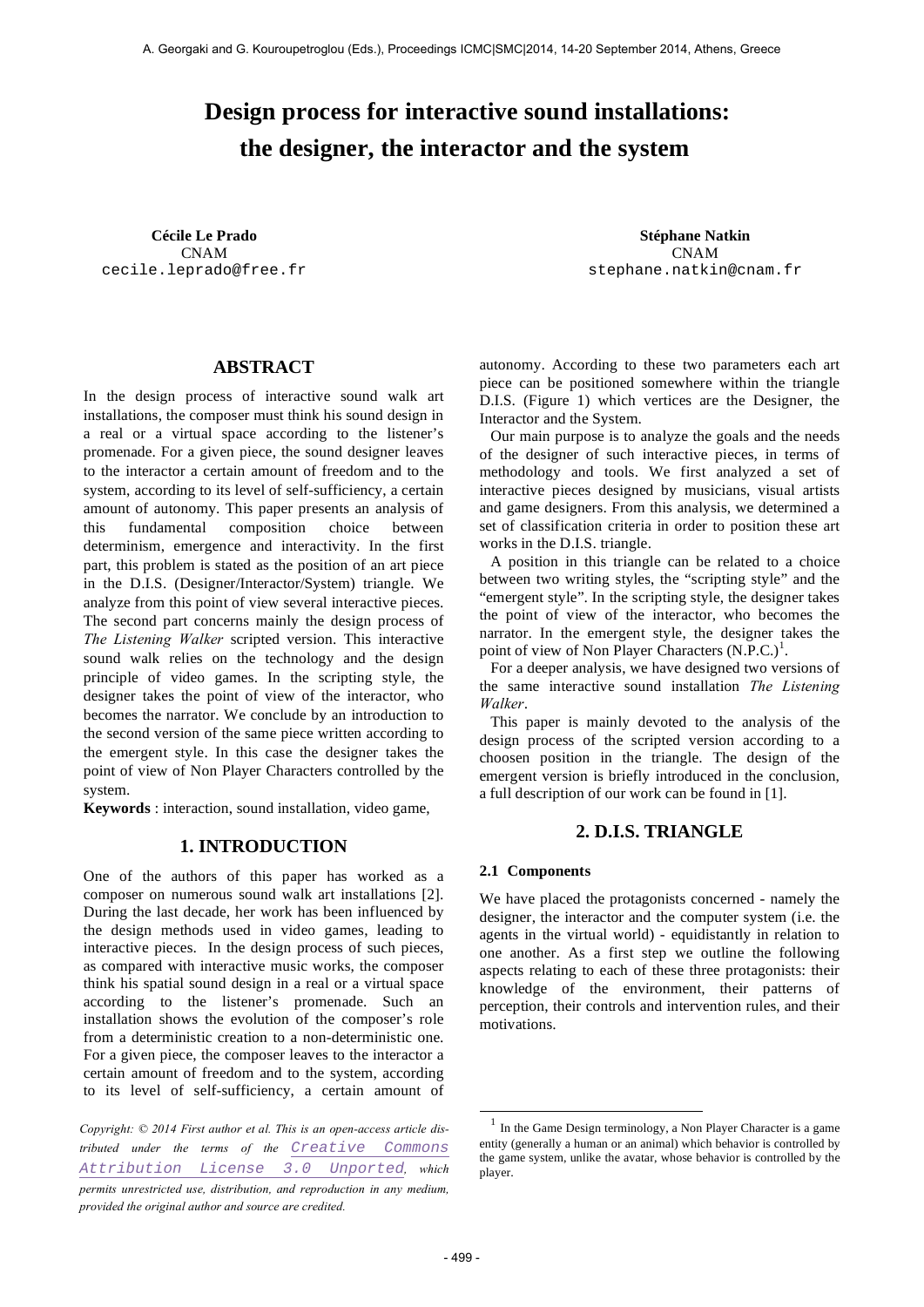# Design process for interactive sound installations: the designer, the interactor and the system

**Cécile Le Prado**
CNAM
cecile.leprado@free.fr

**Stéphane Natkin**
CNAM
stephane.natkin@cnam.fr

## ABSTRACT

In the design process of interactive sound walk art installations, the composer must think his sound design in a real or a virtual space according to the listener's promenade. For a given piece, the sound designer leaves to the interactor a certain amount of freedom and to the system, according to its level of self-sufficiency, a certain amount of autonomy. This paper presents an analysis of this fundamental composition choice between determinism, emergence and interactivity. In the first part, this problem is stated as the position of an art piece in the D.I.S. (Designer/Interactor/System) triangle. We analyze from this point of view several interactive pieces. The second part concerns mainly the design process of *The Listening Walker* scripted version. This interactive sound walk relies on the technology and the design principle of video games. In the scripting style, the designer takes the point of view of the interactor, who becomes the narrator. We conclude by an introduction to the second version of the same piece written according to the emergent style. In this case the designer takes the point of view of Non Player Characters controlled by the system.

**Keywords** : interaction, sound installation, video game,

## 1. INTRODUCTION

One of the authors of this paper has worked as a composer on numerous sound walk art installations [2]. During the last decade, her work has been influenced by the design methods used in video games, leading to interactive pieces. In the design process of such pieces, as compared with interactive music works, the composer think his spatial sound design in a real or a virtual space according to the listener's promenade. Such an installation shows the evolution of the composer's role from a deterministic creation to a non-deterministic one. For a given piece, the composer leaves to the interactor a certain amount of freedom and to the system, according to its level of self-sufficiency, a certain amount of autonomy. According to these two parameters each art piece can be positioned somewhere within the triangle D.I.S. (Figure 1) which vertices are the Designer, the Interactor and the System.

Our main purpose is to analyze the goals and the needs of the designer of such interactive pieces, in terms of methodology and tools. We first analyzed a set of interactive pieces designed by musicians, visual artists and game designers. From this analysis, we determined a set of classification criteria in order to position these art works in the D.I.S. triangle.

A position in this triangle can be related to a choice between two writing styles, the "scripting style" and the "emergent style". In the scripting style, the designer takes the point of view of the interactor, who becomes the narrator. In the emergent style, the designer takes the point of view of Non Player Characters (N.P.C.)[1].

For a deeper analysis, we have designed two versions of the same interactive sound installation *The Listening Walker*.

This paper is mainly devoted to the analysis of the design process of the scripted version according to a choosen position in the triangle. The design of the emergent version is briefly introduced in the conclusion, a full description of our work can be found in [1].

## 2. D.I.S. TRIANGLE

### 2.1 Components

We have placed the protagonists concerned - namely the designer, the interactor and the computer system (i.e. the agents in the virtual world) - equidistantly in relation to one another. As a first step we outline the following aspects relating to each of these three protagonists: their knowledge of the environment, their patterns of perception, their controls and intervention rules, and their motivations.

[1] In the Game Design terminology, a Non Player Character is a game entity (generally a human or an animal) which behavior is controlled by the game system, unlike the avatar, whose behavior is controlled by the player.

*Copyright: © 2014 First author et al. This is an open-access article distributed under the terms of the* Creative Commons Attribution License 3.0 Unported*, which permits unrestricted use, distribution, and reproduction in any medium, provided the original author and source are credited.*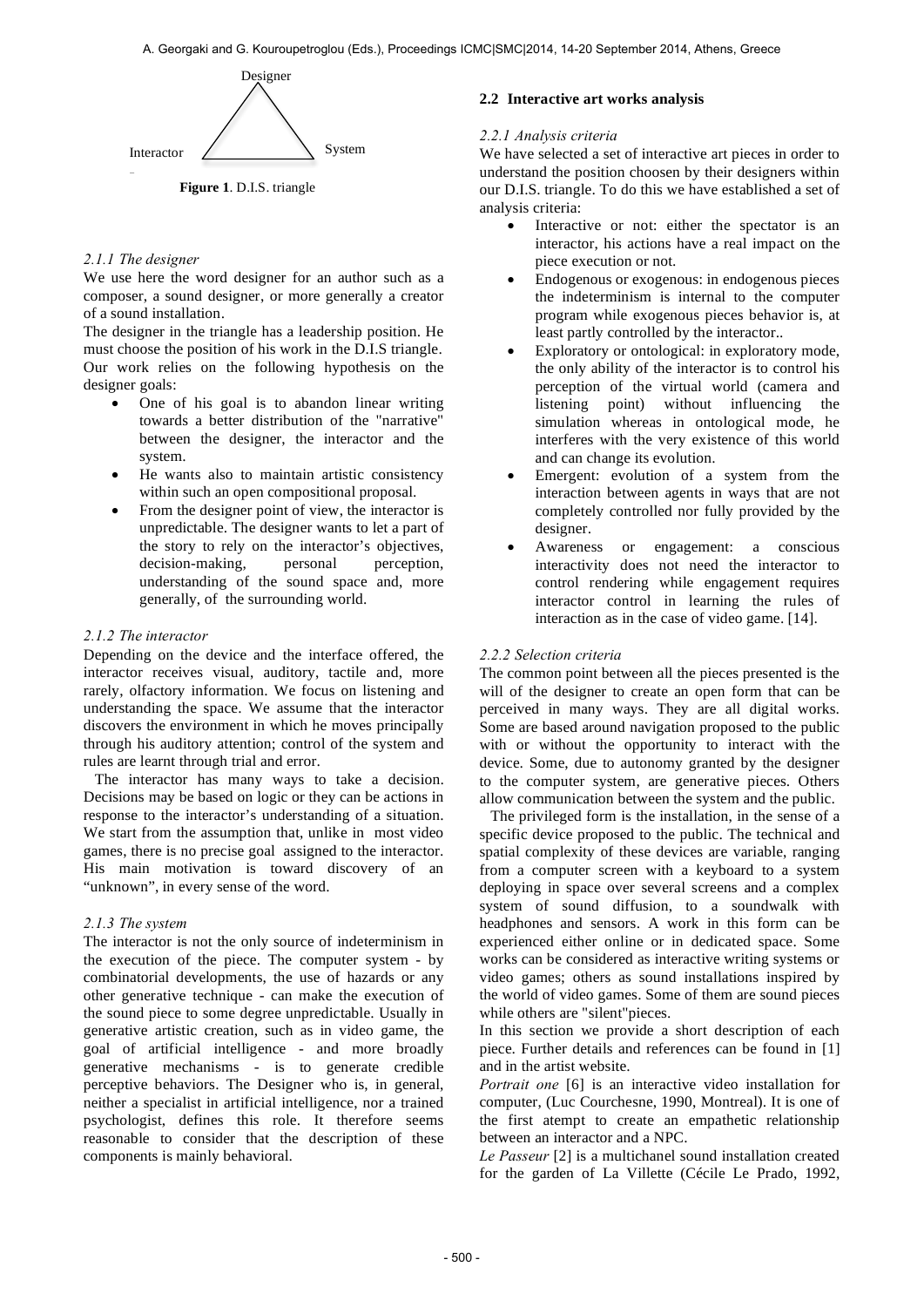Figure 1. D.I.S. triangle

#### 2.1.1 The designer

We use here the word designer for an author such as a composer, a sound designer, or more generally a creator of a sound installation.

The designer in the triangle has a leadership position. He must choose the position of his work in the D.I.S triangle. Our work relies on the following hypothesis on the designer goals:

- One of his goal is to abandon linear writing towards a better distribution of the "narrative" between the designer, the interactor and the system.
- He wants also to maintain artistic consistency within such an open compositional proposal.
- From the designer point of view, the interactor is unpredictable. The designer wants to let a part of the story to rely on the interactor's objectives, decision-making, personal perception, understanding of the sound space and, more generally, of the surrounding world.

#### 2.1.2 The interactor

Depending on the device and the interface offered, the interactor receives visual, auditory, tactile and, more rarely, olfactory information. We focus on listening and understanding the space. We assume that the interactor discovers the environment in which he moves principally through his auditory attention; control of the system and rules are learnt through trial and error.

The interactor has many ways to take a decision. Decisions may be based on logic or they can be actions in response to the interactor's understanding of a situation. We start from the assumption that, unlike in most video games, there is no precise goal assigned to the interactor. His main motivation is toward discovery of an "unknown", in every sense of the word.

#### 2.1.3 The system

The interactor is not the only source of indeterminism in the execution of the piece. The computer system - by combinatorial developments, the use of hazards or any other generative technique - can make the execution of the sound piece to some degree unpredictable. Usually in generative artistic creation, such as in video game, the goal of artificial intelligence - and more broadly generative mechanisms - is to generate credible perceptive behaviors. The Designer who is, in general, neither a specialist in artificial intelligence, nor a trained psychologist, defines this role. It therefore seems reasonable to consider that the description of these components is mainly behavioral.

### 2.2 Interactive art works analysis

#### 2.2.1 Analysis criteria

We have selected a set of interactive art pieces in order to understand the position choosen by their designers within our D.I.S. triangle. To do this we have established a set of analysis criteria:

- Interactive or not: either the spectator is an interactor, his actions have a real impact on the piece execution or not.
- Endogenous or exogenous: in endogenous pieces the indeterminism is internal to the computer program while exogenous pieces behavior is, at least partly controlled by the interactor..
- Exploratory or ontological: in exploratory mode, the only ability of the interactor is to control his perception of the virtual world (camera and listening point) without influencing the simulation whereas in ontological mode, he interferes with the very existence of this world and can change its evolution.
- Emergent: evolution of a system from the interaction between agents in ways that are not completely controlled nor fully provided by the designer.
- Awareness or engagement: a conscious interactivity does not need the interactor to control rendering while engagement requires interactor control in learning the rules of interaction as in the case of video game. [14].

#### 2.2.2 Selection criteria

The common point between all the pieces presented is the will of the designer to create an open form that can be perceived in many ways. They are all digital works. Some are based around navigation proposed to the public with or without the opportunity to interact with the device. Some, due to autonomy granted by the designer to the computer system, are generative pieces. Others allow communication between the system and the public.

The privileged form is the installation, in the sense of a specific device proposed to the public. The technical and spatial complexity of these devices are variable, ranging from a computer screen with a keyboard to a system deploying in space over several screens and a complex system of sound diffusion, to a soundwalk with headphones and sensors. A work in this form can be experienced either online or in dedicated space. Some works can be considered as interactive writing systems or video games; others as sound installations inspired by the world of video games. Some of them are sound pieces while others are "silent"pieces.

In this section we provide a short description of each piece. Further details and references can be found in [1] and in the artist website.

*Portrait one* [6] is an interactive video installation for computer, (Luc Courchesne, 1990, Montreal). It is one of the first atempt to create an empathetic relationship between an interactor and a NPC.

*Le Passeur* [2] is a multichanel sound installation created for the garden of La Villette (Cécile Le Prado, 1992,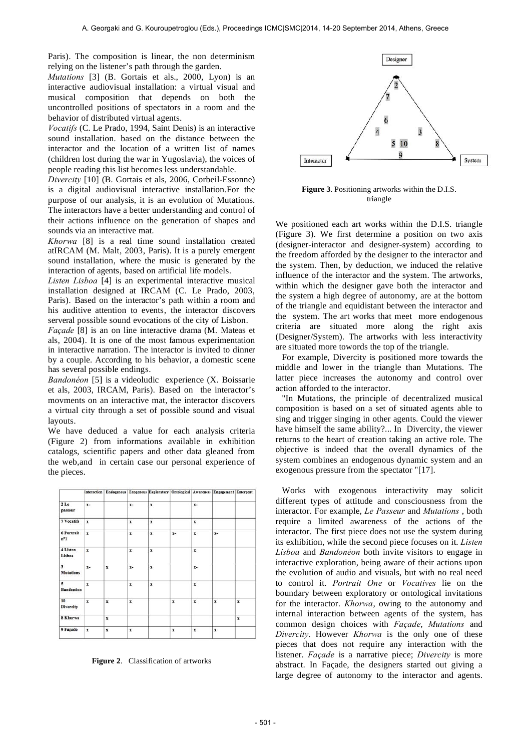Paris). The composition is linear, the non determinism relying on the listener's path through the garden.

*Mutations* [3] (B. Gortais et als., 2000, Lyon) is an interactive audiovisual installation: a virtual visual and musical composition that depends on both the uncontrolled positions of spectators in a room and the behavior of distributed virtual agents.

*Vocatifs* (C. Le Prado, 1994, Saint Denis) is an interactive sound installation. based on the distance between the interactor and the location of a written list of names (children lost during the war in Yugoslavia), the voices of people reading this list becomes less understandable.

*Divercity* [10] (B. Gortais et als, 2006, Corbeil-Essonne) is a digital audiovisual interactive installation.For the purpose of our analysis, it is an evolution of Mutations. The interactors have a better understanding and control of their actions influence on the generation of shapes and sounds via an interactive mat.

*Khorwa* [8] is a real time sound installation created atIRCAM (M. Malt, 2003, Paris). It is a purely emergent sound installation, where the music is generated by the interaction of agents, based on artificial life models.

*Listen Lisboa* [4] is an experimental interactive musical installation designed at IRCAM (C. Le Prado, 2003, Paris). Based on the interactor's path within a room and his auditive attention to events, the interactor discovers serveral possible sound evocations of the city of Lisbon.

*Façade* [8] is an on line interactive drama (M. Mateas et als, 2004). It is one of the most famous experimentation in interactive narration. The interactor is invited to dinner by a couple. According to his behavior, a domestic scene has several possible endings.

*Bandonéon* [5] is a videoludic experience (X. Boissarie et als, 2003, IRCAM, Paris). Based on the interactor's movments on an interactive mat, the interactor discovers a virtual city through a set of possible sound and visual layouts.

We have deduced a value for each analysis criteria (Figure 2) from informations available in exhibition catalogs, scientific papers and other data gleaned from the web,and in certain case our personal experience of the pieces.

| | Interaction | Endogenous | Exogenous | Exploratory | Ontological | Awareness | Engagement | Emergent |
|---|---|---|---|---|---|---|---|---|
| 2 Le passeur | x- | | x- | x | | x- | | |
| 7 Vocatifs | x | | x | x | | x | | |
| 6 Portrait n°1 | x | | x | x | x- | x | x- | |
| 4 Listen Lisboa | x | | x | x | | x | | |
| 3 Mutations | x- | x | x- | x | | x- | | |
| 5 Bandonéon | x | | x | x | | x | | |
| 10 Divercity | x | x | x | | x | x | x | x |
| 8 Khorwa | | x | | | | | | x |
| 9 Façade | x | x | x | | x | x | x | |

**Figure 2**. Classification of artworks

**Figure 3**. Positioning artworks within the D.I.S. triangle

We positioned each art works within the D.I.S. triangle (Figure 3). We first determine a position on two axis (designer-interactor and designer-system) according to the freedom afforded by the designer to the interactor and the system. Then, by deduction, we induced the relative influence of the interactor and the system. The artworks, within which the designer gave both the interactor and the system a high degree of autonomy, are at the bottom of the triangle and equidistant between the interactor and the system. The art works that meet more endogenous criteria are situated more along the right axis (Designer/System). The artworks with less interactivity are situated more towords the top of the triangle.

For example, Divercity is positioned more towards the middle and lower in the triangle than Mutations. The latter piece increases the autonomy and control over action afforded to the interactor.

"In Mutations, the principle of decentralized musical composition is based on a set of situated agents able to sing and trigger singing in other agents. Could the viewer have himself the same ability?... In Divercity, the viewer returns to the heart of creation taking an active role. The objective is indeed that the overall dynamics of the system combines an endogenous dynamic system and an exogenous pressure from the spectator "[17].

Works with exogenous interactivity may solicit different types of attitude and consciousness from the interactor. For example, *Le Passeur* and *Mutations* , both require a limited awareness of the actions of the interactor. The first piece does not use the system during its exhibition, while the second piece focuses on it. *Listen Lisboa* and *Bandonéon* both invite visitors to engage in interactive exploration, being aware of their actions upon the evolution of audio and visuals, but with no real need to control it. *Portrait One* or *Vocatives* lie on the boundary between exploratory or ontological invitations for the interactor. *Khorwa*, owing to the autonomy and internal interaction between agents of the system, has common design choices with *Façade*, *Mutations* and *Divercity*. However *Khorwa* is the only one of these pieces that does not require any interaction with the listener. *Façade* is a narrative piece; *Divercity* is more abstract. In Façade, the designers started out giving a large degree of autonomy to the interactor and agents.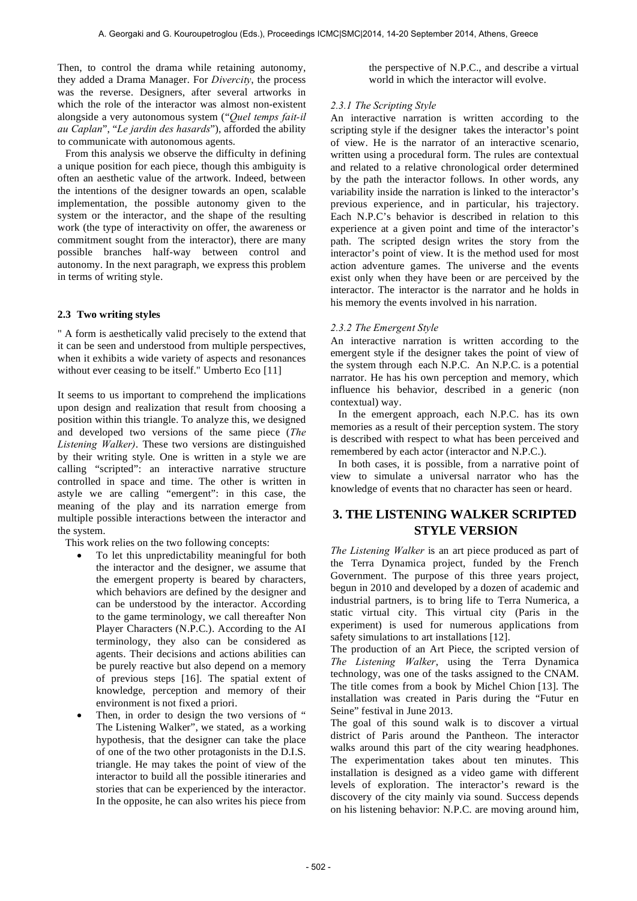Then, to control the drama while retaining autonomy, they added a Drama Manager. For *Divercity*, the process was the reverse. Designers, after several artworks in which the role of the interactor was almost non-existent alongside a very autonomous system ("*Quel temps fait-il au Caplan*", "*Le jardin des hasards*"), afforded the ability to communicate with autonomous agents.

From this analysis we observe the difficulty in defining a unique position for each piece, though this ambiguity is often an aesthetic value of the artwork. Indeed, between the intentions of the designer towards an open, scalable implementation, the possible autonomy given to the system or the interactor, and the shape of the resulting work (the type of interactivity on offer, the awareness or commitment sought from the interactor), there are many possible branches half-way between control and autonomy. In the next paragraph, we express this problem in terms of writing style.

### 2.3 Two writing styles

" A form is aesthetically valid precisely to the extend that it can be seen and understood from multiple perspectives, when it exhibits a wide variety of aspects and resonances without ever ceasing to be itself." Umberto Eco [11]

It seems to us important to comprehend the implications upon design and realization that result from choosing a position within this triangle. To analyze this, we designed and developed two versions of the same piece (*The Listening Walker)*. These two versions are distinguished by their writing style. One is written in a style we are calling "scripted": an interactive narrative structure controlled in space and time. The other is written in astyle we are calling "emergent": in this case, the meaning of the play and its narration emerge from multiple possible interactions between the interactor and the system.

This work relies on the two following concepts:

- To let this unpredictability meaningful for both the interactor and the designer, we assume that the emergent property is beared by characters, which behaviors are defined by the designer and can be understood by the interactor. According to the game terminology, we call thereafter Non Player Characters (N.P.C.). According to the AI terminology, they also can be considered as agents. Their decisions and actions abilities can be purely reactive but also depend on a memory of previous steps [16]. The spatial extent of knowledge, perception and memory of their environment is not fixed a priori.
- Then, in order to design the two versions of " The Listening Walker", we stated, as a working hypothesis, that the designer can take the place of one of the two other protagonists in the D.I.S. triangle. He may takes the point of view of the interactor to build all the possible itineraries and stories that can be experienced by the interactor. In the opposite, he can also writes his piece from the perspective of N.P.C., and describe a virtual world in which the interactor will evolve.

#### *2.3.1 The Scripting Style*

An interactive narration is written according to the scripting style if the designer takes the interactor's point of view. He is the narrator of an interactive scenario, written using a procedural form. The rules are contextual and related to a relative chronological order determined by the path the interactor follows. In other words, any variability inside the narration is linked to the interactor's previous experience, and in particular, his trajectory. Each N.P.C's behavior is described in relation to this experience at a given point and time of the interactor's path. The scripted design writes the story from the interactor's point of view. It is the method used for most action adventure games. The universe and the events exist only when they have been or are perceived by the interactor. The interactor is the narrator and he holds in his memory the events involved in his narration.

#### *2.3.2 The Emergent Style*

An interactive narration is written according to the emergent style if the designer takes the point of view of the system through each N.P.C. An N.P.C. is a potential narrator. He has his own perception and memory, which influence his behavior, described in a generic (non contextual) way.

In the emergent approach, each N.P.C. has its own memories as a result of their perception system. The story is described with respect to what has been perceived and remembered by each actor (interactor and N.P.C.).

In both cases, it is possible, from a narrative point of view to simulate a universal narrator who has the knowledge of events that no character has seen or heard.

## 3. THE LISTENING WALKER SCRIPTED STYLE VERSION

*The Listening Walker* is an art piece produced as part of the Terra Dynamica project, funded by the French Government. The purpose of this three years project, begun in 2010 and developed by a dozen of academic and industrial partners, is to bring life to Terra Numerica, a static virtual city. This virtual city (Paris in the experiment) is used for numerous applications from safety simulations to art installations [12].

The production of an Art Piece, the scripted version of *The Listening Walker*, using the Terra Dynamica technology, was one of the tasks assigned to the CNAM. The title comes from a book by Michel Chion [13]. The installation was created in Paris during the "Futur en Seine" festival in June 2013.

The goal of this sound walk is to discover a virtual district of Paris around the Pantheon. The interactor walks around this part of the city wearing headphones. The experimentation takes about ten minutes. This installation is designed as a video game with different levels of exploration. The interactor's reward is the discovery of the city mainly via sound. Success depends on his listening behavior: N.P.C. are moving around him,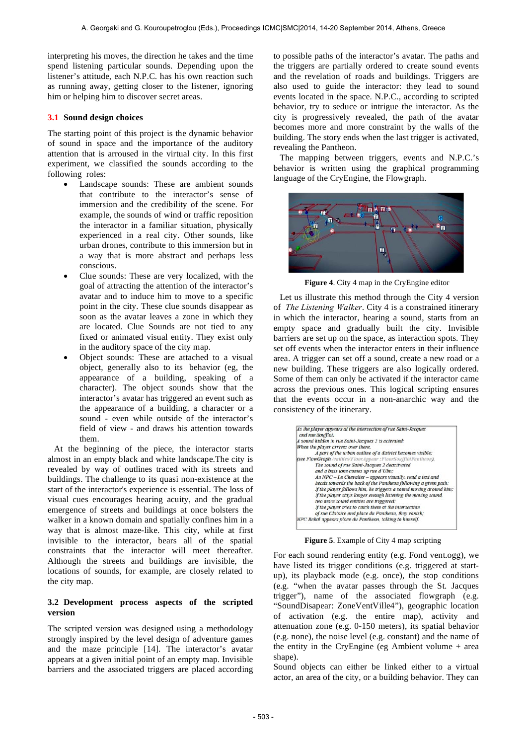interpreting his moves, the direction he takes and the time spend listening particular sounds. Depending upon the listener's attitude, each N.P.C. has his own reaction such as running away, getting closer to the listener, ignoring him or helping him to discover secret areas.

### 3.1 Sound design choices

The starting point of this project is the dynamic behavior of sound in space and the importance of the auditory attention that is arroused in the virtual city. In this first experiment, we classified the sounds according to the following roles:

- Landscape sounds: These are ambient sounds that contribute to the interactor's sense of immersion and the credibility of the scene. For example, the sounds of wind or traffic reposition the interactor in a familiar situation, physically experienced in a real city. Other sounds, like urban drones, contribute to this immersion but in a way that is more abstract and perhaps less conscious.
- Clue sounds: These are very localized, with the goal of attracting the attention of the interactor's avatar and to induce him to move to a specific point in the city. These clue sounds disappear as soon as the avatar leaves a zone in which they are located. Clue Sounds are not tied to any fixed or animated visual entity. They exist only in the auditory space of the city map.
- Object sounds: These are attached to a visual object, generally also to its behavior (eg, the appearance of a building, speaking of a character). The object sounds show that the interactor's avatar has triggered an event such as the appearance of a building, a character or a sound - even while outside of the interactor's field of view - and draws his attention towards them.

At the beginning of the piece, the interactor starts almost in an empty black and white landscape.The city is revealed by way of outlines traced with its streets and buildings. The challenge to its quasi non-existence at the start of the interactor's experience is essential. The loss of visual cues encourages hearing acuity, and the gradual emergence of streets and buildings at once bolsters the walker in a known domain and spatially confines him in a way that is almost maze-like. This city, while at first invisible to the interactor, bears all of the spatial constraints that the interactor will meet thereafter. Although the streets and buildings are invisible, the locations of sounds, for example, are closely related to the city map.

### 3.2 Development process aspects of the scripted version

The scripted version was designed using a methodology strongly inspired by the level design of adventure games and the maze principle [14]. The interactor's avatar appears at a given initial point of an empty map. Invisible barriers and the associated triggers are placed according to possible paths of the interactor's avatar. The paths and the triggers are partially ordered to create sound events and the revelation of roads and buildings. Triggers are also used to guide the interactor: they lead to sound events located in the space. N.P.C., according to scripted behavior, try to seduce or intrigue the interactor. As the city is progressively revealed, the path of the avatar becomes more and more constraint by the walls of the building. The story ends when the last trigger is activated, revealing the Pantheon.

The mapping between triggers, events and N.P.C.'s behavior is written using the graphical programming language of the CryEngine, the Flowgraph.

**Figure 4**. City 4 map in the CryEngine editor

Let us illustrate this method through the City 4 version of *The Listening Walker*. City 4 is a constrained itinerary in which the interactor, hearing a sound, starts from an empty space and gradually built the city. Invisible barriers are set up on the space, as interaction spots. They set off events when the interactor enters in their influence area. A trigger can set off a sound, create a new road or a new building. These triggers are also logically ordered. Some of them can only be activated if the interactor came across the previous ones. This logical scripting ensures that the events occur in a non-anarchic way and the consistency of the itinerary.

*As the player appears at the intersection of rue Saint-Jacques and rue Soufflot,*
*A sound hidden in rue Saint-Jacques 2 is activated;*
*When the player arrives over there,*
*A part of the urban outline of a district becomes visible;*
*(see FlowGraph /entities/FloorAppear ;FloorSoufflotPantheon).*
*The sound of rue Saint-Jacques 2 deactivated*
*and a bass tone comes up rue d'Ulm;*
*An NPC – Le Chevalier – appears visually, read a text and heads towards the back of the Pantheon following a given path;*
*If the player follows him, he triggers a sound moving around him;*
*If the player stays longer enough listening the moving sound, two more sound entities are triggered;*
*If the player tries to catch them at the intersection of rue Cloitre and place du Pantheon, they vanish;*
*NPC Bakal appears place du Pantheon, talking to himself.*

**Figure 5**. Example of City 4 map scripting

For each sound rendering entity (e.g. Fond vent.ogg), we have listed its trigger conditions (e.g. triggered at start-up), its playback mode (e.g. once), the stop conditions (e.g. "when the avatar passes through the St. Jacques trigger"), name of the associated flowgraph (e.g. "SoundDisapear: ZoneVentVille4"), geographic location of activation (e.g. the entire map), activity and attenuation zone (e.g. 0-150 meters), its spatial behavior (e.g. none), the noise level (e.g. constant) and the name of the entity in the CryEngine (eg Ambient volume + area shape).

Sound objects can either be linked either to a virtual actor, an area of the city, or a building behavior. They can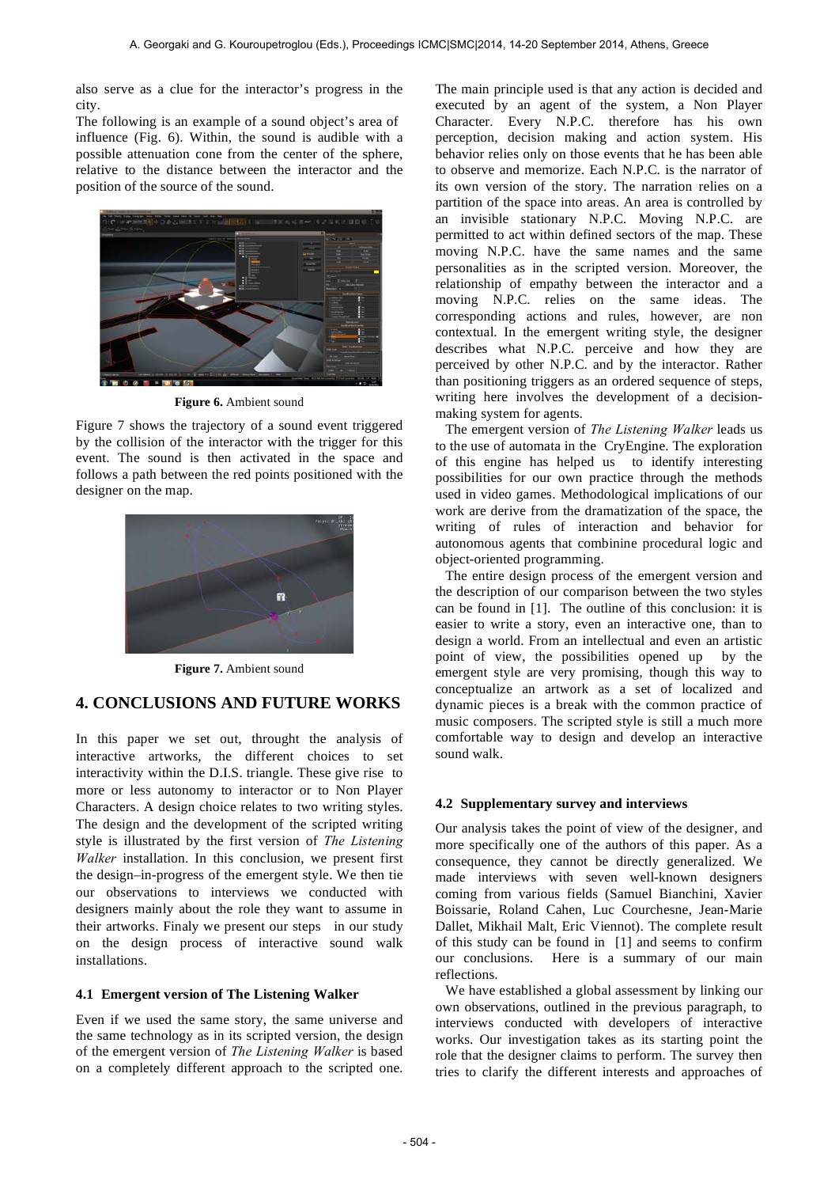also serve as a clue for the interactor's progress in the city.

The following is an example of a sound object's area of influence (Fig. 6). Within, the sound is audible with a possible attenuation cone from the center of the sphere, relative to the distance between the interactor and the position of the source of the sound.

**Figure 6.** Ambient sound

Figure 7 shows the trajectory of a sound event triggered by the collision of the interactor with the trigger for this event. The sound is then activated in the space and follows a path between the red points positioned with the designer on the map.

**Figure 7.** Ambient sound

# 4. CONCLUSIONS AND FUTURE WORKS

In this paper we set out, throught the analysis of interactive artworks, the different choices to set interactivity within the D.I.S. triangle. These give rise to more or less autonomy to interactor or to Non Player Characters. A design choice relates to two writing styles. The design and the development of the scripted writing style is illustrated by the first version of *The Listening Walker* installation. In this conclusion, we present first the design–in-progress of the emergent style. We then tie our observations to interviews we conducted with designers mainly about the role they want to assume in their artworks. Finaly we present our steps in our study on the design process of interactive sound walk installations.

## 4.1 Emergent version of The Listening Walker

Even if we used the same story, the same universe and the same technology as in its scripted version, the design of the emergent version of *The Listening Walker* is based on a completely different approach to the scripted one. The main principle used is that any action is decided and executed by an agent of the system, a Non Player Character. Every N.P.C. therefore has his own perception, decision making and action system. His behavior relies only on those events that he has been able to observe and memorize. Each N.P.C. is the narrator of its own version of the story. The narration relies on a partition of the space into areas. An area is controlled by an invisible stationary N.P.C. Moving N.P.C. are permitted to act within defined sectors of the map. These moving N.P.C. have the same names and the same personalities as in the scripted version. Moreover, the relationship of empathy between the interactor and a moving N.P.C. relies on the same ideas. The corresponding actions and rules, however, are non contextual. In the emergent writing style, the designer describes what N.P.C. perceive and how they are perceived by other N.P.C. and by the interactor. Rather than positioning triggers as an ordered sequence of steps, writing here involves the development of a decision-making system for agents.

The emergent version of *The Listening Walker* leads us to the use of automata in the CryEngine. The exploration of this engine has helped us to identify interesting possibilities for our own practice through the methods used in video games. Methodological implications of our work are derive from the dramatization of the space, the writing of rules of interaction and behavior for autonomous agents that combinine procedural logic and object-oriented programming.

The entire design process of the emergent version and the description of our comparison between the two styles can be found in [1]. The outline of this conclusion: it is easier to write a story, even an interactive one, than to design a world. From an intellectual and even an artistic point of view, the possibilities opened up by the emergent style are very promising, though this way to conceptualize an artwork as a set of localized and dynamic pieces is a break with the common practice of music composers. The scripted style is still a much more comfortable way to design and develop an interactive sound walk.

## 4.2 Supplementary survey and interviews

Our analysis takes the point of view of the designer, and more specifically one of the authors of this paper. As a consequence, they cannot be directly generalized. We made interviews with seven well-known designers coming from various fields (Samuel Bianchini, Xavier Boissarie, Roland Cahen, Luc Courchesne, Jean-Marie Dallet, Mikhail Malt, Eric Viennot). The complete result of this study can be found in [1] and seems to confirm our conclusions. Here is a summary of our main reflections.

We have established a global assessment by linking our own observations, outlined in the previous paragraph, to interviews conducted with developers of interactive works. Our investigation takes as its starting point the role that the designer claims to perform. The survey then tries to clarify the different interests and approaches of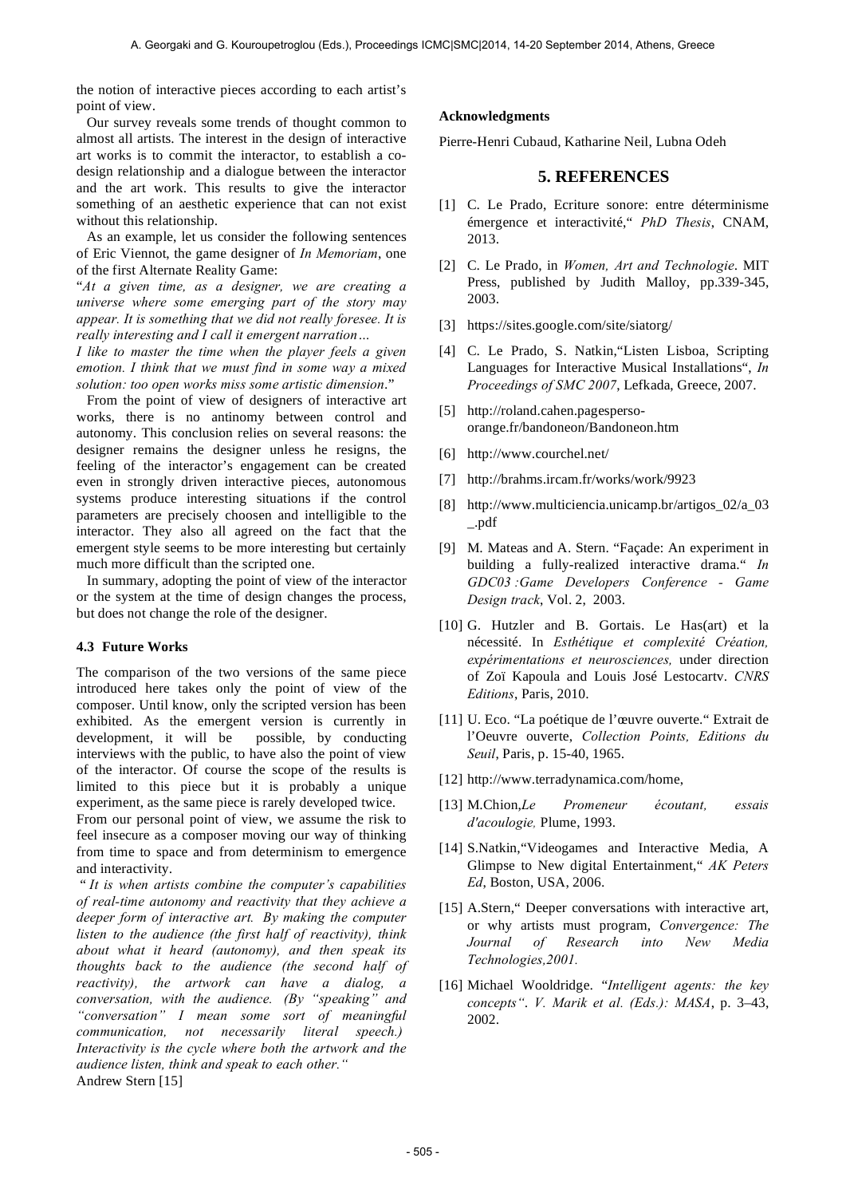the notion of interactive pieces according to each artist's point of view.

Our survey reveals some trends of thought common to almost all artists. The interest in the design of interactive art works is to commit the interactor, to establish a co-design relationship and a dialogue between the interactor and the art work. This results to give the interactor something of an aesthetic experience that can not exist without this relationship.

As an example, let us consider the following sentences of Eric Viennot, the game designer of *In Memoriam*, one of the first Alternate Reality Game:

"*At a given time, as a designer, we are creating a universe where some emerging part of the story may appear. It is something that we did not really foresee. It is really interesting and I call it emergent narration…*

*I like to master the time when the player feels a given emotion. I think that we must find in some way a mixed solution: too open works miss some artistic dimension*."

From the point of view of designers of interactive art works, there is no antinomy between control and autonomy. This conclusion relies on several reasons: the designer remains the designer unless he resigns, the feeling of the interactor's engagement can be created even in strongly driven interactive pieces, autonomous systems produce interesting situations if the control parameters are precisely choosen and intelligible to the interactor. They also all agreed on the fact that the emergent style seems to be more interesting but certainly much more difficult than the scripted one.

In summary, adopting the point of view of the interactor or the system at the time of design changes the process, but does not change the role of the designer.

### 4.3 Future Works

The comparison of the two versions of the same piece introduced here takes only the point of view of the composer. Until know, only the scripted version has been exhibited. As the emergent version is currently in development, it will be possible, by conducting interviews with the public, to have also the point of view of the interactor. Of course the scope of the results is limited to this piece but it is probably a unique experiment, as the same piece is rarely developed twice.

From our personal point of view, we assume the risk to feel insecure as a composer moving our way of thinking from time to space and from determinism to emergence and interactivity.

"*It is when artists combine the computer's capabilities of real-time autonomy and reactivity that they achieve a deeper form of interactive art. By making the computer listen to the audience (the first half of reactivity), think about what it heard (autonomy), and then speak its thoughts back to the audience (the second half of reactivity), the artwork can have a dialog, a conversation, with the audience. (By "speaking" and "conversation" I mean some sort of meaningful communication, not necessarily literal speech.) Interactivity is the cycle where both the artwork and the audience listen, think and speak to each other.*"
Andrew Stern [15]

**Acknowledgments**

Pierre-Henri Cubaud, Katharine Neil, Lubna Odeh

## 5. REFERENCES

[1] C. Le Prado, Ecriture sonore: entre déterminisme émergence et interactivité," *PhD Thesis*, CNAM, 2013.

[2] C. Le Prado, in *Women, Art and Technologie*. MIT Press, published by Judith Malloy, pp.339-345, 2003.

[3] https://sites.google.com/site/siatorg/

[4] C. Le Prado, S. Natkin,"Listen Lisboa, Scripting Languages for Interactive Musical Installations", *In Proceedings of SMC 2007*, Lefkada, Greece, 2007.

[5] http://roland.cahen.pagesperso-orange.fr/bandoneon/Bandoneon.htm

[6] http://www.courchel.net/

[7] http://brahms.ircam.fr/works/work/9923

[8] http://www.multiciencia.unicamp.br/artigos_02/a_03_.pdf

[9] M. Mateas and A. Stern. "Façade: An experiment in building a fully-realized interactive drama." *In GDC03 :Game Developers Conference - Game Design track*, Vol. 2, 2003.

[10] G. Hutzler and B. Gortais. Le Has(art) et la nécessité. In *Esthétique et complexité Création, expérimentations et neurosciences,* under direction of Zoï Kapoula and Louis José Lestocartv. *CNRS Editions*, Paris, 2010.

[11] U. Eco. "La poétique de l'œuvre ouverte." Extrait de l'Oeuvre ouverte, *Collection Points, Editions du Seuil*, Paris, p. 15-40, 1965.

[12] http://www.terradynamica.com/home,

[13] M.Chion,*Le Promeneur écoutant, essais d'acoulogie,* Plume, 1993.

[14] S.Natkin,"Videogames and Interactive Media, A Glimpse to New digital Entertainment," *AK Peters Ed*, Boston, USA, 2006.

[15] A.Stern," Deeper conversations with interactive art, or why artists must program, *Convergence: The Journal of Research into New Media Technologies,2001.*

[16] Michael Wooldridge. "*Intelligent agents: the key concepts". V. Marik et al. (Eds.): MASA*, p. 3–43, 2002.